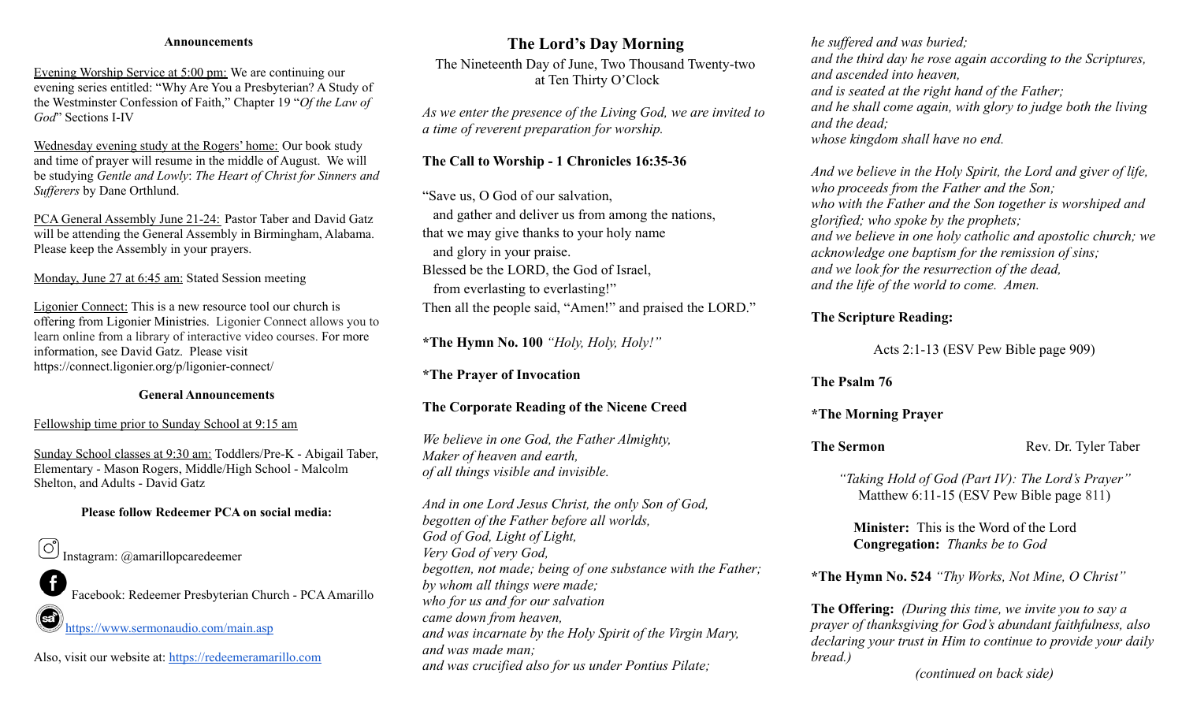### Announcements

Evening Worship Service at 5:00 pm: We are continuing our evening series entitled: "Why Are You a Presbyterian? A Study of the Westminster Confession of Faith," Chapter 19 "*Of the Law of God*" Sections I-IV

Wednesday evening study at the Rogers' home: Our book study and time of prayer will resume in the middle of August. We will be studying *Gentle and Lowly*: *The Heart of Christ for Sinners and Sufferers* by Dane Orthlund.

PCA General Assembly June 21-24: Pastor Taber and David Gatz will be attending the General Assembly in Birmingham, Alabama. Please keep the Assembly in your prayers.

Monday, June 27 at 6:45 am: Stated Session meeting

Ligonier Connect: This is a new resource tool our church is offering from Ligonier Ministries. Ligonier Connect allows you to learn online from a library of interactive video courses. For more information, see David Gatz. Please visit https://connect.ligonier.org/p/ligonier-connect/

### General Announcements

Fellowship time prior to Sunday School at 9:15 am

Sunday School classes at 9:30 am: Toddlers/Pre-K - Abigail Taber, Elementary - Mason Rogers, Middle/High School - Malcolm Shelton, and Adults - David Gatz

**Please follow Redeemer PCA on social media:**

Instagram: @amarillopcaredeemer

Facebook: Redeemer Presbyterian Church - PCA Amarillo

https://www.sermonaudio.com/main.asp

Also, visit our website at: https://redeemeramarillo.com

# The Lord's Day Morning

The Nineteenth Day of June, Two Thousand Twenty-two
at Ten Thirty O'Clock

*As we enter the presence of the Living God, we are invited to a time of reverent preparation for worship.*

**The Call to Worship - 1 Chronicles 16:35-36**

"Save us, O God of our salvation,
and gather and deliver us from among the nations,
that we may give thanks to your holy name
and glory in your praise.
Blessed be the LORD, the God of Israel,
from everlasting to everlasting!"
Then all the people said, "Amen!" and praised the LORD."

**\*The Hymn No. 100** *"Holy, Holy, Holy!"*

**\*The Prayer of Invocation**

**The Corporate Reading of the Nicene Creed**

*We believe in one God, the Father Almighty,*
*Maker of heaven and earth,*
*of all things visible and invisible.*

*And in one Lord Jesus Christ, the only Son of God,*
*begotten of the Father before all worlds,*
*God of God, Light of Light,*
*Very God of very God,*
*begotten, not made; being of one substance with the Father;*
*by whom all things were made;*
*who for us and for our salvation*
*came down from heaven,*
*and was incarnate by the Holy Spirit of the Virgin Mary,*
*and was made man;*
*and was crucified also for us under Pontius Pilate;*
*he suffered and was buried;*
*and the third day he rose again according to the Scriptures,*
*and ascended into heaven,*
*and is seated at the right hand of the Father;*
*and he shall come again, with glory to judge both the living and the dead;*
*whose kingdom shall have no end.*

*And we believe in the Holy Spirit, the Lord and giver of life,*
*who proceeds from the Father and the Son;*
*who with the Father and the Son together is worshiped and glorified; who spoke by the prophets;*
*and we believe in one holy catholic and apostolic church; we acknowledge one baptism for the remission of sins;*
*and we look for the resurrection of the dead,*
*and the life of the world to come. Amen.*

**The Scripture Reading:**

Acts 2:1-13 (ESV Pew Bible page 909)

**The Psalm 76**

**\*The Morning Prayer**

**The Sermon** Rev. Dr. Tyler Taber

*"Taking Hold of God (Part IV): The Lord's Prayer"*
Matthew 6:11-15 (ESV Pew Bible page 811)

**Minister:** This is the Word of the Lord
**Congregation:** *Thanks be to God*

**\*The Hymn No. 524** *"Thy Works, Not Mine, O Christ"*

**The Offering:** *(During this time, we invite you to say a prayer of thanksgiving for God's abundant faithfulness, also declaring your trust in Him to continue to provide your daily bread.)*

*(continued on back side)*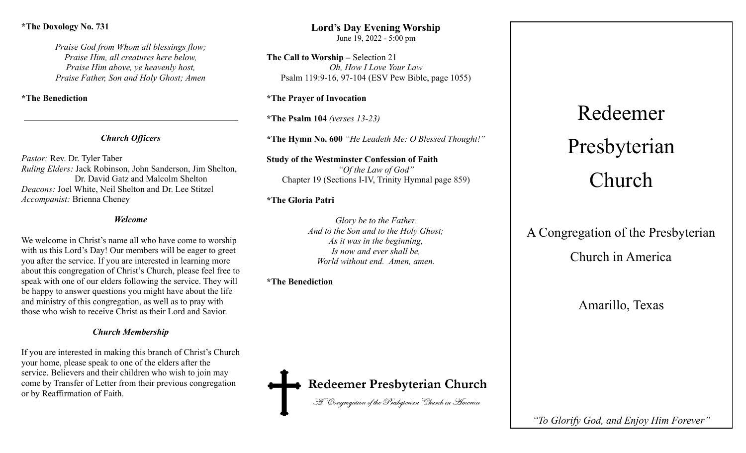**\*The Doxology No. 731**

*Praise God from Whom all blessings flow;*
*Praise Him, all creatures here below,*
*Praise Him above, ye heavenly host,*
*Praise Father, Son and Holy Ghost; Amen*

**\*The Benediction**

---

***Church Officers***

*Pastor:* Rev. Dr. Tyler Taber
*Ruling Elders:* Jack Robinson, John Sanderson, Jim Shelton, Dr. David Gatz and Malcolm Shelton
*Deacons:* Joel White, Neil Shelton and Dr. Lee Stitzel
*Accompanist:* Brienna Cheney

***Welcome***

We welcome in Christ's name all who have come to worship with us this Lord's Day! Our members will be eager to greet you after the service. If you are interested in learning more about this congregation of Christ's Church, please feel free to speak with one of our elders following the service. They will be happy to answer questions you might have about the life and ministry of this congregation, as well as to pray with those who wish to receive Christ as their Lord and Savior.

***Church Membership***

If you are interested in making this branch of Christ's Church your home, please speak to one of the elders after the service. Believers and their children who wish to join may come by Transfer of Letter from their previous congregation or by Reaffirmation of Faith.

## Lord's Day Evening Worship

June 19, 2022 - 5:00 pm

**The Call to Worship –** Selection 21
*Oh, How I Love Your Law*
Psalm 119:9-16, 97-104 (ESV Pew Bible, page 1055)

**\*The Prayer of Invocation**

**\*The Psalm 104** *(verses 13-23)*

**\*The Hymn No. 600** *"He Leadeth Me: O Blessed Thought!"*

**Study of the Westminster Confession of Faith**
*"Of the Law of God"*
Chapter 19 (Sections I-IV, Trinity Hymnal page 859)

**\*The Gloria Patri**

*Glory be to the Father,*
*And to the Son and to the Holy Ghost;*
*As it was in the beginning,*
*Is now and ever shall be,*
*World without end. Amen, amen.*

**\*The Benediction**

**Redeemer Presbyterian Church**
*A Congregation of the Presbyterian Church in America*

# Redeemer Presbyterian Church

A Congregation of the Presbyterian Church in America

Amarillo, Texas

*"To Glorify God, and Enjoy Him Forever"*